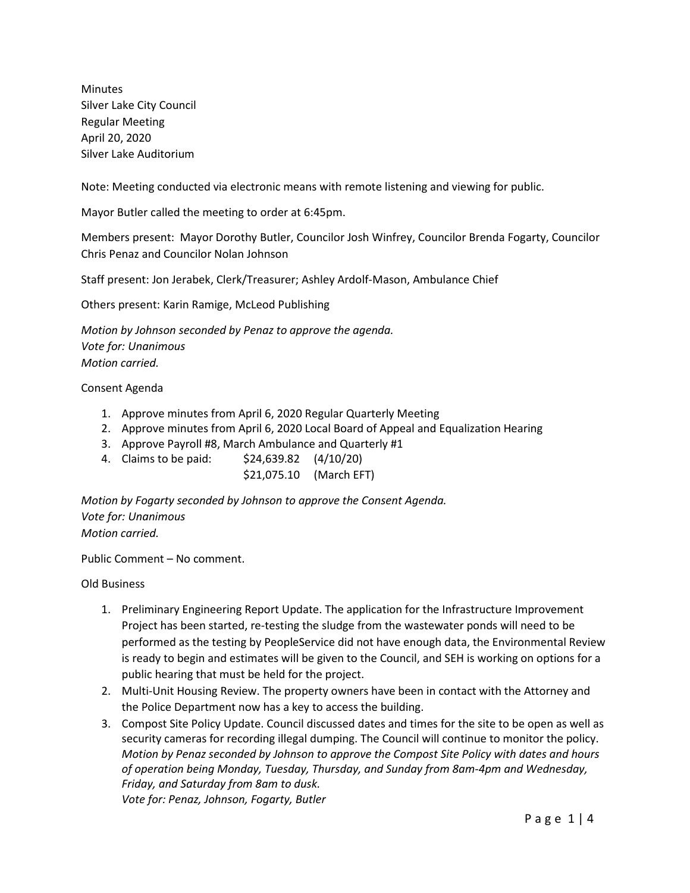Minutes
Silver Lake City Council
Regular Meeting
April 20, 2020
Silver Lake Auditorium

Note: Meeting conducted via electronic means with remote listening and viewing for public.

Mayor Butler called the meeting to order at 6:45pm.

Members present: Mayor Dorothy Butler, Councilor Josh Winfrey, Councilor Brenda Fogarty, Councilor Chris Penaz and Councilor Nolan Johnson

Staff present: Jon Jerabek, Clerk/Treasurer; Ashley Ardolf-Mason, Ambulance Chief

Others present: Karin Ramige, McLeod Publishing

*Motion by Johnson seconded by Penaz to approve the agenda.*
*Vote for: Unanimous*
*Motion carried.*

Consent Agenda

1. Approve minutes from April 6, 2020 Regular Quarterly Meeting
2. Approve minutes from April 6, 2020 Local Board of Appeal and Equalization Hearing
3. Approve Payroll #8, March Ambulance and Quarterly #1
4. Claims to be paid: $24,639.82 (4/10/20)
   $21,075.10 (March EFT)

*Motion by Fogarty seconded by Johnson to approve the Consent Agenda.*
*Vote for: Unanimous*
*Motion carried.*

Public Comment – No comment.

Old Business

1. Preliminary Engineering Report Update. The application for the Infrastructure Improvement Project has been started, re-testing the sludge from the wastewater ponds will need to be performed as the testing by PeopleService did not have enough data, the Environmental Review is ready to begin and estimates will be given to the Council, and SEH is working on options for a public hearing that must be held for the project.
2. Multi-Unit Housing Review. The property owners have been in contact with the Attorney and the Police Department now has a key to access the building.
3. Compost Site Policy Update. Council discussed dates and times for the site to be open as well as security cameras for recording illegal dumping. The Council will continue to monitor the policy.
   *Motion by Penaz seconded by Johnson to approve the Compost Site Policy with dates and hours of operation being Monday, Tuesday, Thursday, and Sunday from 8am-4pm and Wednesday, Friday, and Saturday from 8am to dusk.*
   *Vote for: Penaz, Johnson, Fogarty, Butler*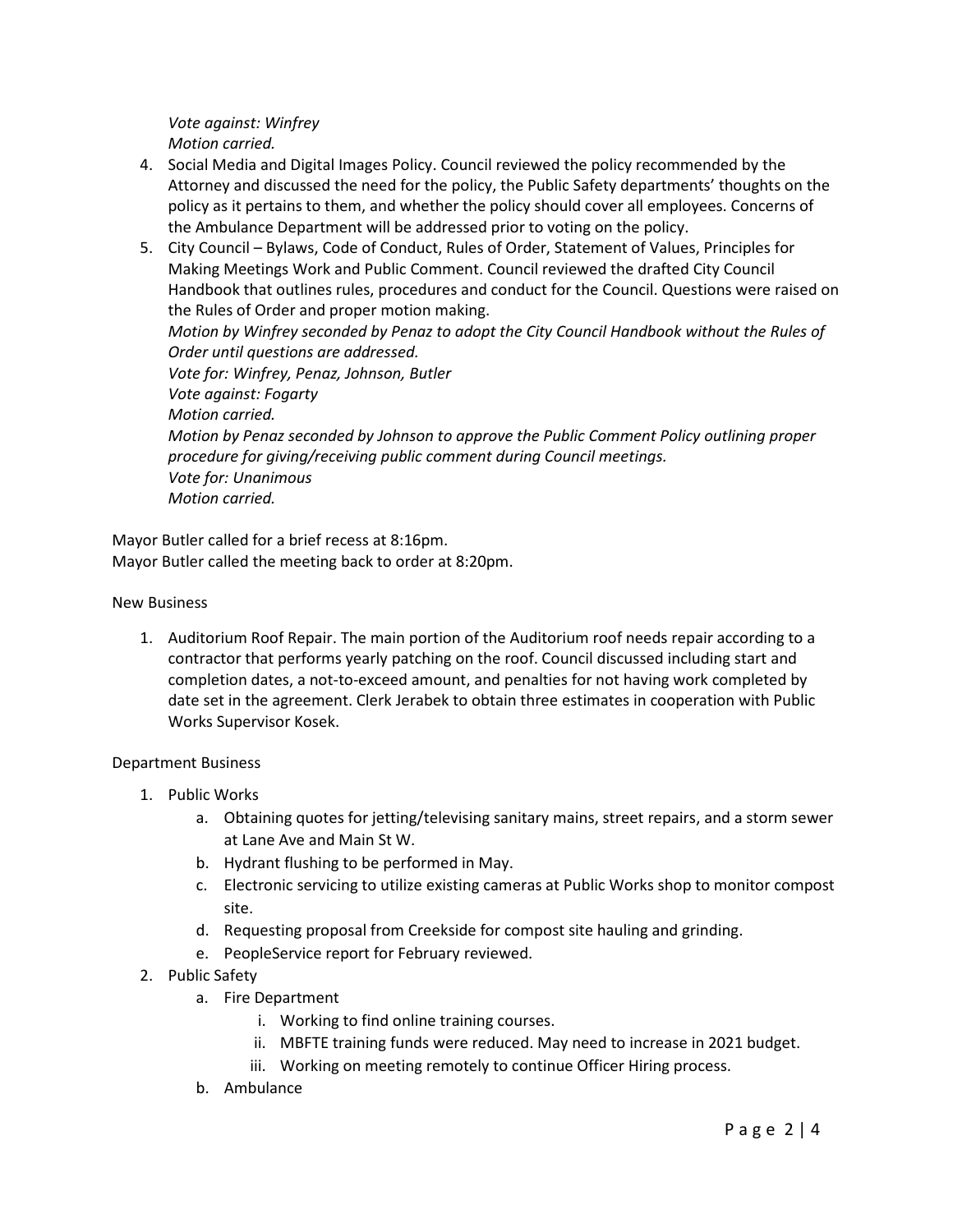*Vote against: Winfrey*
*Motion carried.*

4. Social Media and Digital Images Policy. Council reviewed the policy recommended by the Attorney and discussed the need for the policy, the Public Safety departments' thoughts on the policy as it pertains to them, and whether the policy should cover all employees. Concerns of the Ambulance Department will be addressed prior to voting on the policy.
5. City Council – Bylaws, Code of Conduct, Rules of Order, Statement of Values, Principles for Making Meetings Work and Public Comment. Council reviewed the drafted City Council Handbook that outlines rules, procedures and conduct for the Council. Questions were raised on the Rules of Order and proper motion making.
   *Motion by Winfrey seconded by Penaz to adopt the City Council Handbook without the Rules of Order until questions are addressed.*
   *Vote for: Winfrey, Penaz, Johnson, Butler*
   *Vote against: Fogarty*
   *Motion carried.*
   *Motion by Penaz seconded by Johnson to approve the Public Comment Policy outlining proper procedure for giving/receiving public comment during Council meetings.*
   *Vote for: Unanimous*
   *Motion carried.*

Mayor Butler called for a brief recess at 8:16pm.
Mayor Butler called the meeting back to order at 8:20pm.

New Business

1. Auditorium Roof Repair. The main portion of the Auditorium roof needs repair according to a contractor that performs yearly patching on the roof. Council discussed including start and completion dates, a not-to-exceed amount, and penalties for not having work completed by date set in the agreement. Clerk Jerabek to obtain three estimates in cooperation with Public Works Supervisor Kosek.

Department Business

1. Public Works
   a. Obtaining quotes for jetting/televising sanitary mains, street repairs, and a storm sewer at Lane Ave and Main St W.
   b. Hydrant flushing to be performed in May.
   c. Electronic servicing to utilize existing cameras at Public Works shop to monitor compost site.
   d. Requesting proposal from Creekside for compost site hauling and grinding.
   e. PeopleService report for February reviewed.
2. Public Safety
   a. Fire Department
      i. Working to find online training courses.
      ii. MBFTE training funds were reduced. May need to increase in 2021 budget.
      iii. Working on meeting remotely to continue Officer Hiring process.
   b. Ambulance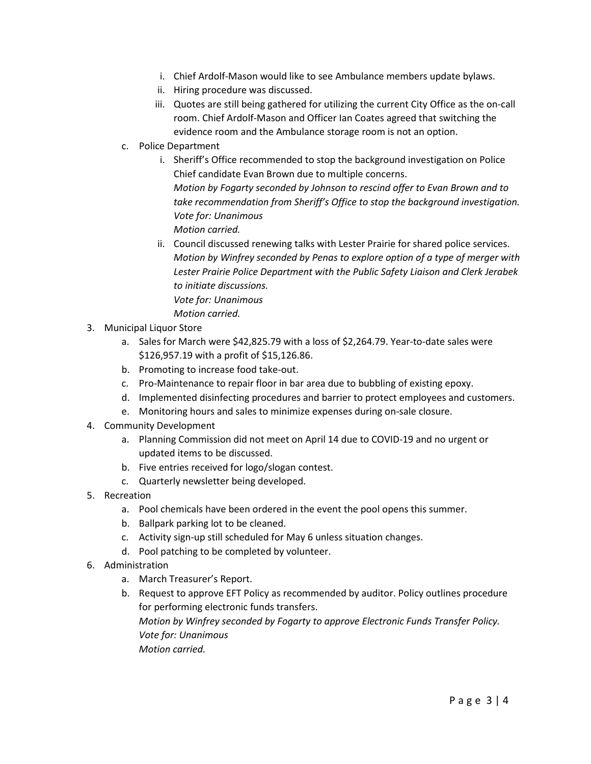i. Chief Ardolf-Mason would like to see Ambulance members update bylaws.
   ii. Hiring procedure was discussed.
   iii. Quotes are still being gathered for utilizing the current City Office as the on-call room. Chief Ardolf-Mason and Officer Ian Coates agreed that switching the evidence room and the Ambulance storage room is not an option.

c. Police Department
   i. Sheriff's Office recommended to stop the background investigation on Police Chief candidate Evan Brown due to multiple concerns.
   *Motion by Fogarty seconded by Johnson to rescind offer to Evan Brown and to take recommendation from Sheriff's Office to stop the background investigation.*
   *Vote for: Unanimous*
   *Motion carried.*
   ii. Council discussed renewing talks with Lester Prairie for shared police services.
   *Motion by Winfrey seconded by Penas to explore option of a type of merger with Lester Prairie Police Department with the Public Safety Liaison and Clerk Jerabek to initiate discussions.*
   *Vote for: Unanimous*
   *Motion carried.*

3. Municipal Liquor Store
   a. Sales for March were $42,825.79 with a loss of $2,264.79. Year-to-date sales were $126,957.19 with a profit of $15,126.86.
   b. Promoting to increase food take-out.
   c. Pro-Maintenance to repair floor in bar area due to bubbling of existing epoxy.
   d. Implemented disinfecting procedures and barrier to protect employees and customers.
   e. Monitoring hours and sales to minimize expenses during on-sale closure.
4. Community Development
   a. Planning Commission did not meet on April 14 due to COVID-19 and no urgent or updated items to be discussed.
   b. Five entries received for logo/slogan contest.
   c. Quarterly newsletter being developed.
5. Recreation
   a. Pool chemicals have been ordered in the event the pool opens this summer.
   b. Ballpark parking lot to be cleaned.
   c. Activity sign-up still scheduled for May 6 unless situation changes.
   d. Pool patching to be completed by volunteer.
6. Administration
   a. March Treasurer's Report.
   b. Request to approve EFT Policy as recommended by auditor. Policy outlines procedure for performing electronic funds transfers.
   *Motion by Winfrey seconded by Fogarty to approve Electronic Funds Transfer Policy.*
   *Vote for: Unanimous*
   *Motion carried.*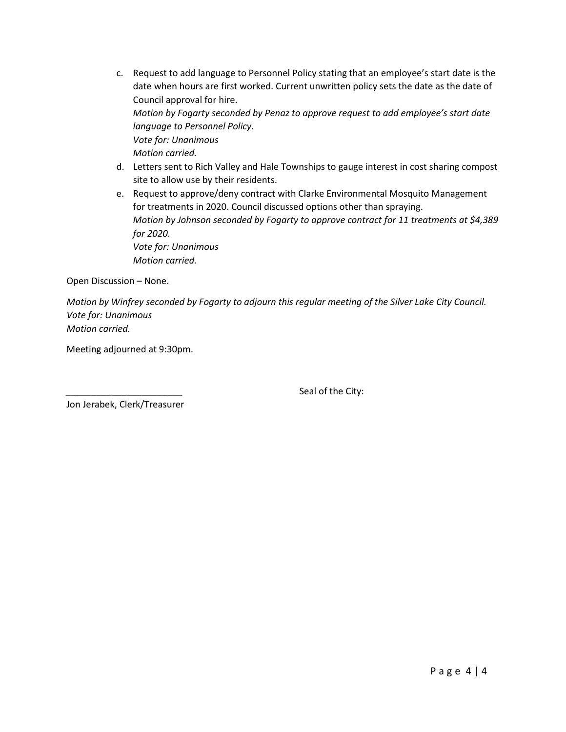c. Request to add language to Personnel Policy stating that an employee's start date is the date when hours are first worked. Current unwritten policy sets the date as the date of Council approval for hire.
   *Motion by Fogarty seconded by Penaz to approve request to add employee's start date language to Personnel Policy.*
   *Vote for: Unanimous*
   *Motion carried.*
d. Letters sent to Rich Valley and Hale Townships to gauge interest in cost sharing compost site to allow use by their residents.
e. Request to approve/deny contract with Clarke Environmental Mosquito Management for treatments in 2020. Council discussed options other than spraying.
   *Motion by Johnson seconded by Fogarty to approve contract for 11 treatments at $4,389 for 2020.*
   *Vote for: Unanimous*
   *Motion carried.*

Open Discussion – None.

*Motion by Winfrey seconded by Fogarty to adjourn this regular meeting of the Silver Lake City Council.*
*Vote for: Unanimous*
*Motion carried.*

Meeting adjourned at 9:30pm.

_______________________ Seal of the City:

Jon Jerabek, Clerk/Treasurer